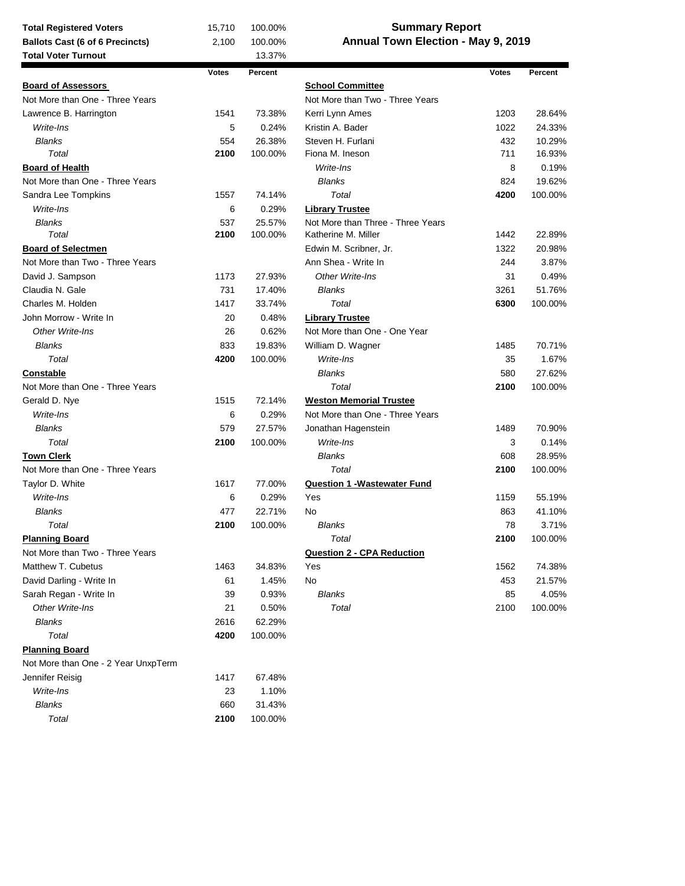# Summary Report

## Annual Town Election - May 9, 2019

| | | |
|---|---|---|
| **Total Registered Voters** | 15,710 | 100.00% |
| **Ballots Cast (6 of 6 Precincts)** | 2,100 | 100.00% |
| **Total Voter Turnout** | | 13.37% |

| | Votes | Percent |
|---|---|---|
| **Board of Assessors** | | |
| Not More than One - Three Years | | |
| Lawrence B. Harrington | 1541 | 73.38% |
| *Write-Ins* | 5 | 0.24% |
| *Blanks* | 554 | 26.38% |
| *Total* | **2100** | 100.00% |
| **Board of Health** | | |
| Not More than One - Three Years | | |
| Sandra Lee Tompkins | 1557 | 74.14% |
| *Write-Ins* | 6 | 0.29% |
| *Blanks* | 537 | 25.57% |
| *Total* | **2100** | 100.00% |
| **Board of Selectmen** | | |
| Not More than Two - Three Years | | |
| David J. Sampson | 1173 | 27.93% |
| Claudia N. Gale | 731 | 17.40% |
| Charles M. Holden | 1417 | 33.74% |
| John Morrow - Write In | 20 | 0.48% |
| *Other Write-Ins* | 26 | 0.62% |
| *Blanks* | 833 | 19.83% |
| *Total* | **4200** | 100.00% |
| **Constable** | | |
| Not More than One - Three Years | | |
| Gerald D. Nye | 1515 | 72.14% |
| *Write-Ins* | 6 | 0.29% |
| *Blanks* | 579 | 27.57% |
| *Total* | **2100** | 100.00% |
| **Town Clerk** | | |
| Not More than One - Three Years | | |
| Taylor D. White | 1617 | 77.00% |
| *Write-Ins* | 6 | 0.29% |
| *Blanks* | 477 | 22.71% |
| *Total* | **2100** | 100.00% |
| **Planning Board** | | |
| Not More than Two - Three Years | | |
| Matthew T. Cubetus | 1463 | 34.83% |
| David Darling - Write In | 61 | 1.45% |
| Sarah Regan - Write In | 39 | 0.93% |
| *Other Write-Ins* | 21 | 0.50% |
| *Blanks* | 2616 | 62.29% |
| *Total* | **4200** | 100.00% |
| **Planning Board** | | |
| Not More than One - 2 Year UnxpTerm | | |
| Jennifer Reisig | 1417 | 67.48% |
| *Write-Ins* | 23 | 1.10% |
| *Blanks* | 660 | 31.43% |
| *Total* | **2100** | 100.00% |

| | Votes | Percent |
|---|---|---|
| **School Committee** | | |
| Not More than Two - Three Years | | |
| Kerri Lynn Ames | 1203 | 28.64% |
| Kristin A. Bader | 1022 | 24.33% |
| Steven H. Furlani | 432 | 10.29% |
| Fiona M. Ineson | 711 | 16.93% |
| *Write-Ins* | 8 | 0.19% |
| *Blanks* | 824 | 19.62% |
| *Total* | **4200** | 100.00% |
| **Library Trustee** | | |
| Not More than Three - Three Years | | |
| Katherine M. Miller | 1442 | 22.89% |
| Edwin M. Scribner, Jr. | 1322 | 20.98% |
| Ann Shea - Write In | 244 | 3.87% |
| *Other Write-Ins* | 31 | 0.49% |
| *Blanks* | 3261 | 51.76% |
| *Total* | **6300** | 100.00% |
| **Library Trustee** | | |
| Not More than One - One Year | | |
| William D. Wagner | 1485 | 70.71% |
| *Write-Ins* | 35 | 1.67% |
| *Blanks* | 580 | 27.62% |
| *Total* | **2100** | 100.00% |
| **Weston Memorial Trustee** | | |
| Not More than One - Three Years | | |
| Jonathan Hagenstein | 1489 | 70.90% |
| *Write-Ins* | 3 | 0.14% |
| *Blanks* | 608 | 28.95% |
| *Total* | **2100** | 100.00% |
| **Question 1 -Wastewater Fund** | | |
| Yes | 1159 | 55.19% |
| No | 863 | 41.10% |
| *Blanks* | 78 | 3.71% |
| *Total* | **2100** | 100.00% |
| **Question 2 - CPA Reduction** | | |
| Yes | 1562 | 74.38% |
| No | 453 | 21.57% |
| *Blanks* | 85 | 4.05% |
| *Total* | 2100 | 100.00% |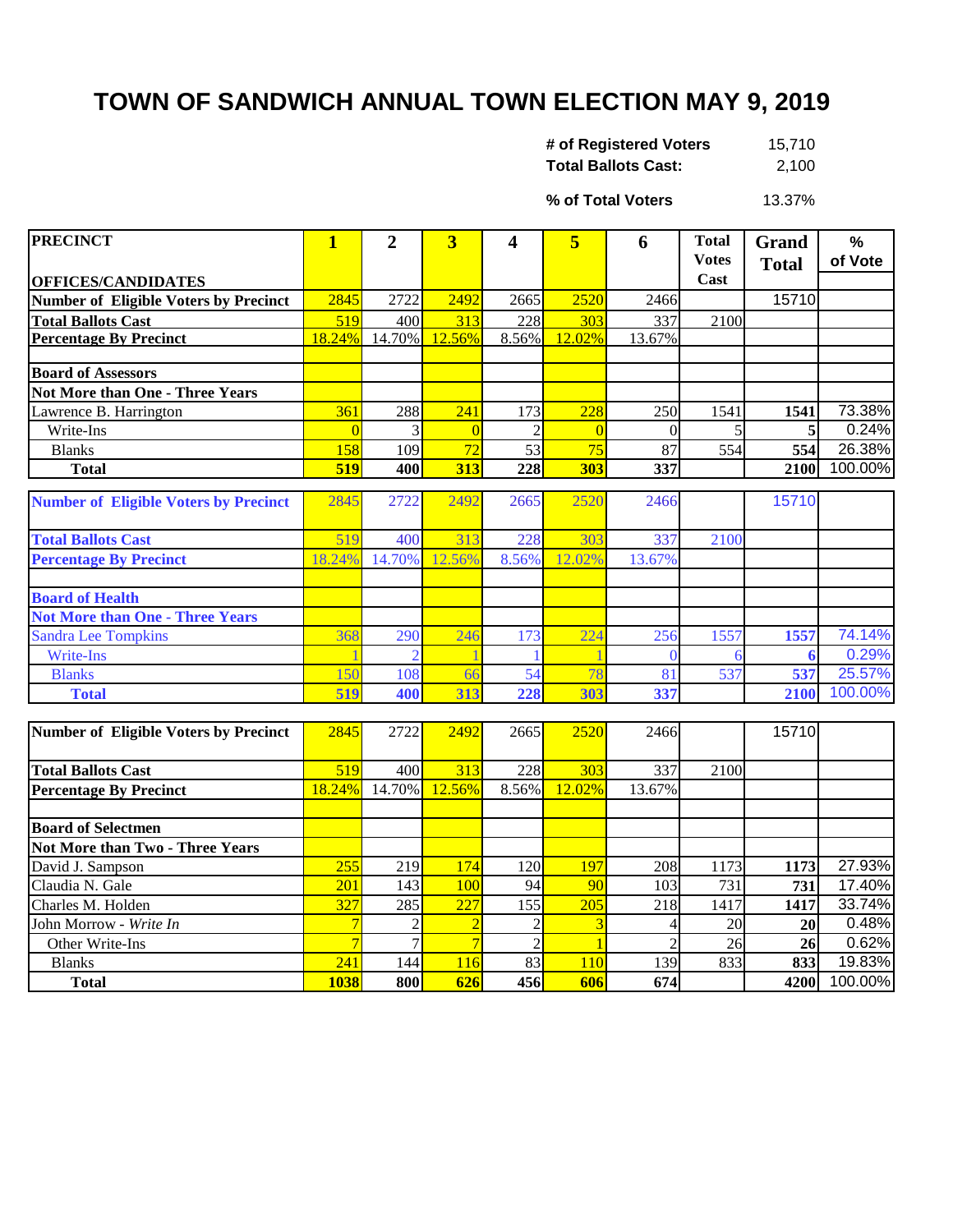# TOWN OF SANDWICH ANNUAL TOWN ELECTION MAY 9, 2019

| | |
|---|---|
| **# of Registered Voters** | 15,710 |
| **Total Ballots Cast:** | 2,100 |
| **% of Total Voters** | 13.37% |

| PRECINCT / OFFICES/CANDIDATES | 1 | 2 | 3 | 4 | 5 | 6 | Total Votes Cast | Grand Total | % of Vote |
|---|---|---|---|---|---|---|---|---|---|
| **Number of Eligible Voters by Precinct** | 2845 | 2722 | 2492 | 2665 | 2520 | 2466 | | 15710 | |
| **Total Ballots Cast** | 519 | 400 | 313 | 228 | 303 | 337 | 2100 | | |
| **Percentage By Precinct** | 18.24% | 14.70% | 12.56% | 8.56% | 12.02% | 13.67% | | | |
| | | | | | | | | | |
| **Board of Assessors** | | | | | | | | | |
| **Not More than One - Three Years** | | | | | | | | | |
| Lawrence B. Harrington | 361 | 288 | 241 | 173 | 228 | 250 | 1541 | **1541** | 73.38% |
| Write-Ins | 0 | 3 | 0 | 2 | 0 | 0 | 5 | **5** | 0.24% |
| Blanks | 158 | 109 | 72 | 53 | 75 | 87 | 554 | **554** | 26.38% |
| **Total** | **519** | **400** | **313** | **228** | **303** | **337** | | **2100** | 100.00% |

| PRECINCT / OFFICES/CANDIDATES | 1 | 2 | 3 | 4 | 5 | 6 | Total Votes Cast | Grand Total | % of Vote |
|---|---|---|---|---|---|---|---|---|---|
| **Number of Eligible Voters by Precinct** | 2845 | 2722 | 2492 | 2665 | 2520 | 2466 | | 15710 | |
| **Total Ballots Cast** | 519 | 400 | 313 | 228 | 303 | 337 | 2100 | | |
| **Percentage By Precinct** | 18.24% | 14.70% | 12.56% | 8.56% | 12.02% | 13.67% | | | |
| | | | | | | | | | |
| **Board of Health** | | | | | | | | | |
| **Not More than One - Three Years** | | | | | | | | | |
| Sandra Lee Tompkins | 368 | 290 | 246 | 173 | 224 | 256 | 1557 | **1557** | 74.14% |
| Write-Ins | 1 | 2 | 1 | 1 | 1 | 0 | 6 | **6** | 0.29% |
| Blanks | 150 | 108 | 66 | 54 | 78 | 81 | 537 | **537** | 25.57% |
| **Total** | **519** | **400** | **313** | **228** | **303** | **337** | | **2100** | 100.00% |

| PRECINCT / OFFICES/CANDIDATES | 1 | 2 | 3 | 4 | 5 | 6 | Total Votes Cast | Grand Total | % of Vote |
|---|---|---|---|---|---|---|---|---|---|
| **Number of Eligible Voters by Precinct** | 2845 | 2722 | 2492 | 2665 | 2520 | 2466 | | 15710 | |
| **Total Ballots Cast** | 519 | 400 | 313 | 228 | 303 | 337 | 2100 | | |
| **Percentage By Precinct** | 18.24% | 14.70% | 12.56% | 8.56% | 12.02% | 13.67% | | | |
| | | | | | | | | | |
| **Board of Selectmen** | | | | | | | | | |
| **Not More than Two - Three Years** | | | | | | | | | |
| David J. Sampson | 255 | 219 | 174 | 120 | 197 | 208 | 1173 | **1173** | 27.93% |
| Claudia N. Gale | 201 | 143 | 100 | 94 | 90 | 103 | 731 | **731** | 17.40% |
| Charles M. Holden | 327 | 285 | 227 | 155 | 205 | 218 | 1417 | **1417** | 33.74% |
| John Morrow - *Write In* | 7 | 2 | 2 | 2 | 3 | 4 | 20 | **20** | 0.48% |
| Other Write-Ins | 7 | 7 | 7 | 2 | 1 | 2 | 26 | **26** | 0.62% |
| Blanks | 241 | 144 | 116 | 83 | 110 | 139 | 833 | **833** | 19.83% |
| **Total** | **1038** | **800** | **626** | **456** | **606** | **674** | | **4200** | 100.00% |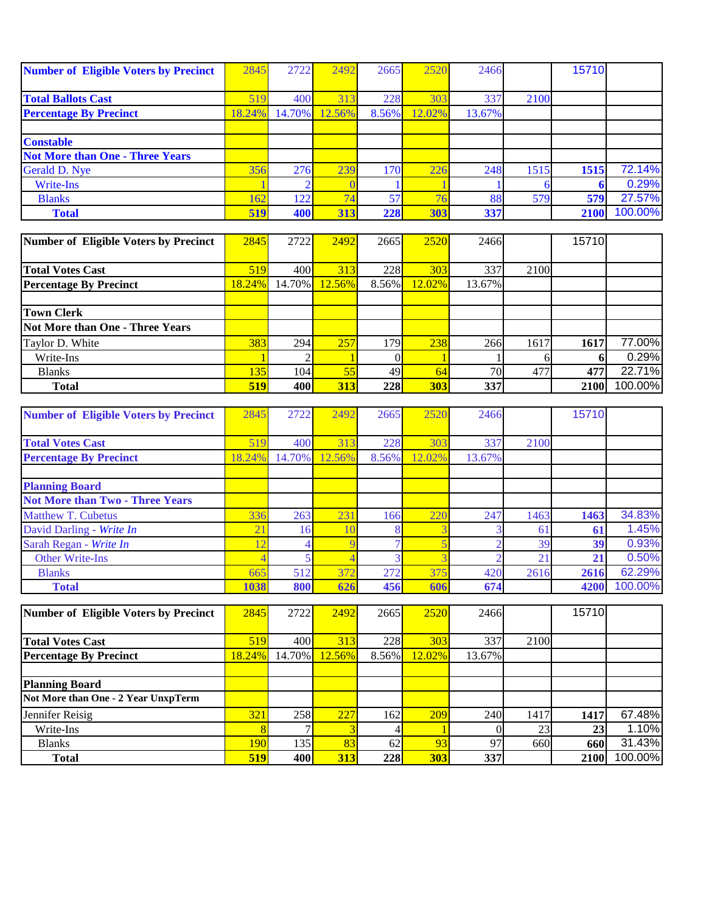| Number of Eligible Voters by Precinct | 2845 | 2722 | 2492 | 2665 | 2520 | 2466 | | 15710 | |
|---|---|---|---|---|---|---|---|---|---|
| **Total Ballots Cast** | 519 | 400 | 313 | 228 | 303 | 337 | 2100 | | |
| **Percentage By Precinct** | 18.24% | 14.70% | 12.56% | 8.56% | 12.02% | 13.67% | | | |
| | | | | | | | | | |
| **Constable** | | | | | | | | | |
| **Not More than One - Three Years** | | | | | | | | | |
| Gerald D. Nye | 356 | 276 | 239 | 170 | 226 | 248 | 1515 | **1515** | 72.14% |
| Write-Ins | 1 | 2 | 0 | 1 | 1 | 1 | 6 | **6** | 0.29% |
| Blanks | 162 | 122 | 74 | 57 | 76 | 88 | 579 | **579** | 27.57% |
| **Total** | **519** | **400** | **313** | **228** | **303** | **337** | | **2100** | 100.00% |

| Number of Eligible Voters by Precinct | 2845 | 2722 | 2492 | 2665 | 2520 | 2466 | | 15710 | |
|---|---|---|---|---|---|---|---|---|---|
| **Total Votes Cast** | 519 | 400 | 313 | 228 | 303 | 337 | 2100 | | |
| **Percentage By Precinct** | 18.24% | 14.70% | 12.56% | 8.56% | 12.02% | 13.67% | | | |
| | | | | | | | | | |
| **Town Clerk** | | | | | | | | | |
| **Not More than One - Three Years** | | | | | | | | | |
| Taylor D. White | 383 | 294 | 257 | 179 | 238 | 266 | 1617 | **1617** | 77.00% |
| Write-Ins | 1 | 2 | 1 | 0 | 1 | 1 | 6 | **6** | 0.29% |
| Blanks | 135 | 104 | 55 | 49 | 64 | 70 | 477 | **477** | 22.71% |
| **Total** | **519** | **400** | **313** | **228** | **303** | **337** | | **2100** | 100.00% |

| Number of Eligible Voters by Precinct | 2845 | 2722 | 2492 | 2665 | 2520 | 2466 | | 15710 | |
|---|---|---|---|---|---|---|---|---|---|
| **Total Votes Cast** | 519 | 400 | 313 | 228 | 303 | 337 | 2100 | | |
| **Percentage By Precinct** | 18.24% | 14.70% | 12.56% | 8.56% | 12.02% | 13.67% | | | |
| | | | | | | | | | |
| **Planning Board** | | | | | | | | | |
| **Not More than Two - Three Years** | | | | | | | | | |
| Matthew T. Cubetus | 336 | 263 | 231 | 166 | 220 | 247 | 1463 | **1463** | 34.83% |
| David Darling - *Write In* | 21 | 16 | 10 | 8 | 3 | 3 | 61 | **61** | 1.45% |
| Sarah Regan - *Write In* | 12 | 4 | 9 | 7 | 5 | 2 | 39 | **39** | 0.93% |
| Other Write-Ins | 4 | 5 | 4 | 3 | 3 | 2 | 21 | **21** | 0.50% |
| Blanks | 665 | 512 | 372 | 272 | 375 | 420 | 2616 | **2616** | 62.29% |
| **Total** | **1038** | **800** | **626** | **456** | **606** | **674** | | **4200** | 100.00% |

| Number of Eligible Voters by Precinct | 2845 | 2722 | 2492 | 2665 | 2520 | 2466 | | 15710 | |
|---|---|---|---|---|---|---|---|---|---|
| **Total Votes Cast** | 519 | 400 | 313 | 228 | 303 | 337 | 2100 | | |
| **Percentage By Precinct** | 18.24% | 14.70% | 12.56% | 8.56% | 12.02% | 13.67% | | | |
| | | | | | | | | | |
| **Planning Board** | | | | | | | | | |
| **Not More than One - 2 Year UnxpTerm** | | | | | | | | | |
| Jennifer Reisig | 321 | 258 | 227 | 162 | 209 | 240 | 1417 | **1417** | 67.48% |
| Write-Ins | 8 | 7 | 3 | 4 | 1 | 0 | 23 | **23** | 1.10% |
| Blanks | 190 | 135 | 83 | 62 | 93 | 97 | 660 | **660** | 31.43% |
| **Total** | **519** | **400** | **313** | **228** | **303** | **337** | | **2100** | 100.00% |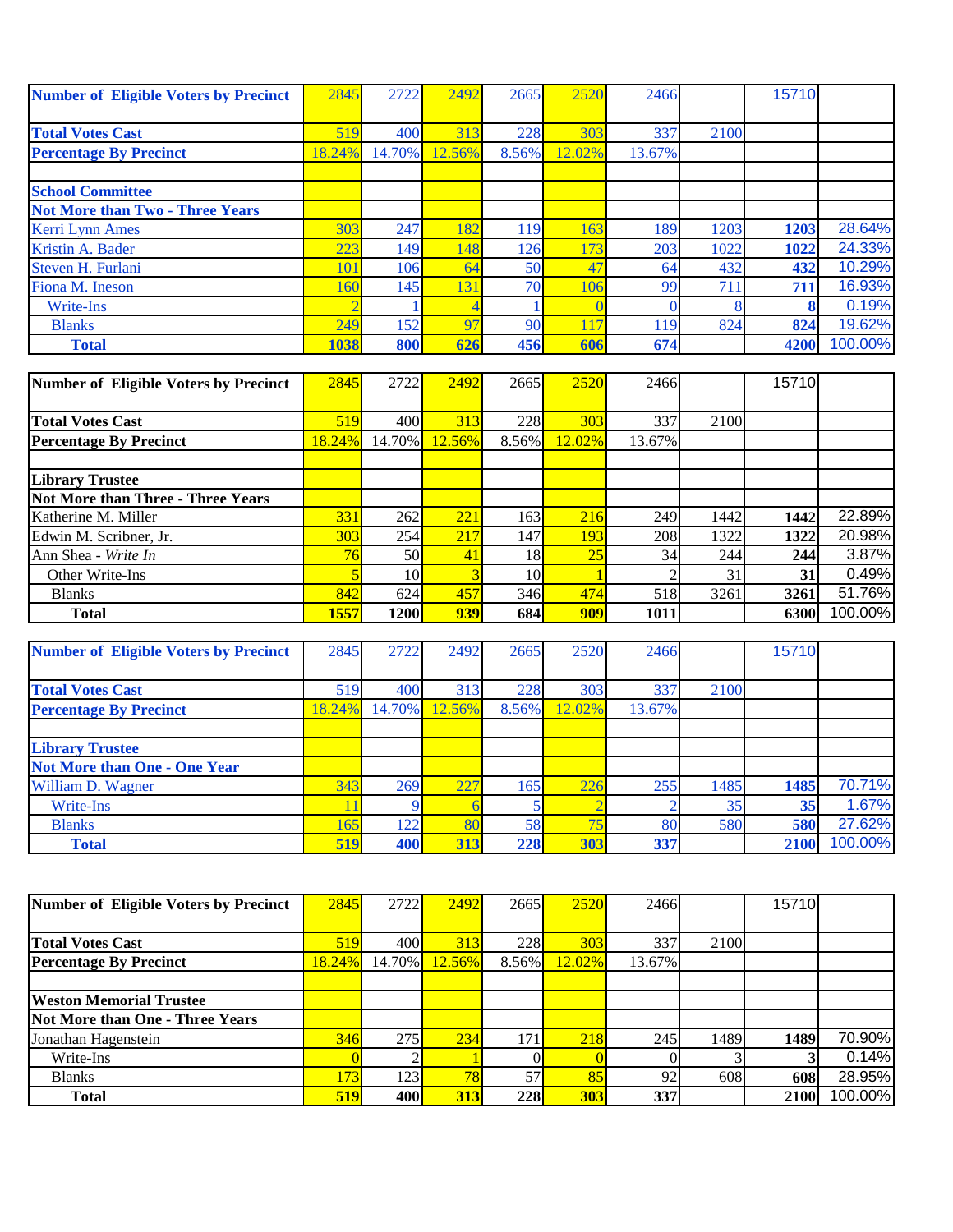| Number of Eligible Voters by Precinct | 2845 | 2722 | 2492 | 2665 | 2520 | 2466 | | 15710 | |
|---|---|---|---|---|---|---|---|---|---|
| Total Votes Cast | 519 | 400 | 313 | 228 | 303 | 337 | 2100 | | |
| Percentage By Precinct | 18.24% | 14.70% | 12.56% | 8.56% | 12.02% | 13.67% | | | |
| | | | | | | | | | |
| **School Committee** | | | | | | | | | |
| **Not More than Two - Three Years** | | | | | | | | | |
| Kerri Lynn Ames | 303 | 247 | 182 | 119 | 163 | 189 | 1203 | **1203** | 28.64% |
| Kristin A. Bader | 223 | 149 | 148 | 126 | 173 | 203 | 1022 | **1022** | 24.33% |
| Steven H. Furlani | 101 | 106 | 64 | 50 | 47 | 64 | 432 | **432** | 10.29% |
| Fiona M. Ineson | 160 | 145 | 131 | 70 | 106 | 99 | 711 | **711** | 16.93% |
| Write-Ins | 2 | 1 | 4 | 1 | 0 | 0 | 8 | **8** | 0.19% |
| Blanks | 249 | 152 | 97 | 90 | 117 | 119 | 824 | **824** | 19.62% |
| **Total** | **1038** | **800** | **626** | **456** | **606** | **674** | | **4200** | 100.00% |

| Number of Eligible Voters by Precinct | 2845 | 2722 | 2492 | 2665 | 2520 | 2466 | | 15710 | |
|---|---|---|---|---|---|---|---|---|---|
| Total Votes Cast | 519 | 400 | 313 | 228 | 303 | 337 | 2100 | | |
| Percentage By Precinct | 18.24% | 14.70% | 12.56% | 8.56% | 12.02% | 13.67% | | | |
| | | | | | | | | | |
| **Library Trustee** | | | | | | | | | |
| **Not More than Three - Three Years** | | | | | | | | | |
| Katherine M. Miller | 331 | 262 | 221 | 163 | 216 | 249 | 1442 | **1442** | 22.89% |
| Edwin M. Scribner, Jr. | 303 | 254 | 217 | 147 | 193 | 208 | 1322 | **1322** | 20.98% |
| Ann Shea - *Write In* | 76 | 50 | 41 | 18 | 25 | 34 | 244 | **244** | 3.87% |
| Other Write-Ins | 5 | 10 | 3 | 10 | 1 | 2 | 31 | **31** | 0.49% |
| Blanks | 842 | 624 | 457 | 346 | 474 | 518 | 3261 | **3261** | 51.76% |
| **Total** | **1557** | **1200** | **939** | **684** | **909** | **1011** | | **6300** | 100.00% |

| Number of Eligible Voters by Precinct | 2845 | 2722 | 2492 | 2665 | 2520 | 2466 | | 15710 | |
|---|---|---|---|---|---|---|---|---|---|
| Total Votes Cast | 519 | 400 | 313 | 228 | 303 | 337 | 2100 | | |
| Percentage By Precinct | 18.24% | 14.70% | 12.56% | 8.56% | 12.02% | 13.67% | | | |
| | | | | | | | | | |
| **Library Trustee** | | | | | | | | | |
| **Not More than One - One Year** | | | | | | | | | |
| William D. Wagner | 343 | 269 | 227 | 165 | 226 | 255 | 1485 | **1485** | 70.71% |
| Write-Ins | 11 | 9 | 6 | 5 | 2 | 2 | 35 | **35** | 1.67% |
| Blanks | 165 | 122 | 80 | 58 | 75 | 80 | 580 | **580** | 27.62% |
| **Total** | **519** | **400** | **313** | **228** | **303** | **337** | | **2100** | 100.00% |

| Number of Eligible Voters by Precinct | 2845 | 2722 | 2492 | 2665 | 2520 | 2466 | | 15710 | |
|---|---|---|---|---|---|---|---|---|---|
| Total Votes Cast | 519 | 400 | 313 | 228 | 303 | 337 | 2100 | | |
| Percentage By Precinct | 18.24% | 14.70% | 12.56% | 8.56% | 12.02% | 13.67% | | | |
| | | | | | | | | | |
| **Weston Memorial Trustee** | | | | | | | | | |
| **Not More than One - Three Years** | | | | | | | | | |
| Jonathan Hagenstein | 346 | 275 | 234 | 171 | 218 | 245 | 1489 | **1489** | 70.90% |
| Write-Ins | 0 | 2 | 1 | 0 | 0 | 0 | 3 | **3** | 0.14% |
| Blanks | 173 | 123 | 78 | 57 | 85 | 92 | 608 | **608** | 28.95% |
| **Total** | **519** | **400** | **313** | **228** | **303** | **337** | | **2100** | 100.00% |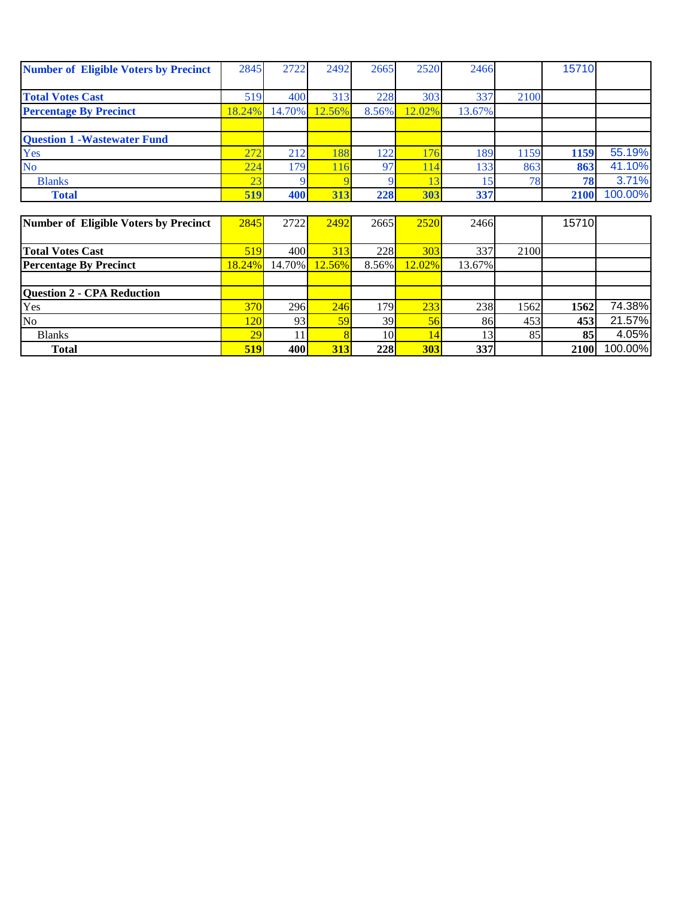| | | | | | | | | | |
|---|---|---|---|---|---|---|---|---|---|
| **Number of Eligible Voters by Precinct** | 2845 | 2722 | 2492 | 2665 | 2520 | 2466 | | 15710 | |
| **Total Votes Cast** | 519 | 400 | 313 | 228 | 303 | 337 | 2100 | | |
| **Percentage By Precinct** | 18.24% | 14.70% | 12.56% | 8.56% | 12.02% | 13.67% | | | |
| | | | | | | | | | |
| **Question 1 -Wastewater Fund** | | | | | | | | | |
| Yes | 272 | 212 | 188 | 122 | 176 | 189 | 1159 | **1159** | 55.19% |
| No | 224 | 179 | 116 | 97 | 114 | 133 | 863 | **863** | 41.10% |
| Blanks | 23 | 9 | 9 | 9 | 13 | 15 | 78 | **78** | 3.71% |
| **Total** | **519** | **400** | **313** | **228** | **303** | **337** | | **2100** | 100.00% |

| | | | | | | | | | |
|---|---|---|---|---|---|---|---|---|---|
| **Number of Eligible Voters by Precinct** | 2845 | 2722 | 2492 | 2665 | 2520 | 2466 | | 15710 | |
| **Total Votes Cast** | 519 | 400 | 313 | 228 | 303 | 337 | 2100 | | |
| **Percentage By Precinct** | 18.24% | 14.70% | 12.56% | 8.56% | 12.02% | 13.67% | | | |
| | | | | | | | | | |
| **Question 2 - CPA Reduction** | | | | | | | | | |
| Yes | 370 | 296 | 246 | 179 | 233 | 238 | 1562 | **1562** | 74.38% |
| No | 120 | 93 | 59 | 39 | 56 | 86 | 453 | **453** | 21.57% |
| Blanks | 29 | 11 | 8 | 10 | 14 | 13 | 85 | **85** | 4.05% |
| **Total** | **519** | **400** | **313** | **228** | **303** | **337** | | **2100** | 100.00% |